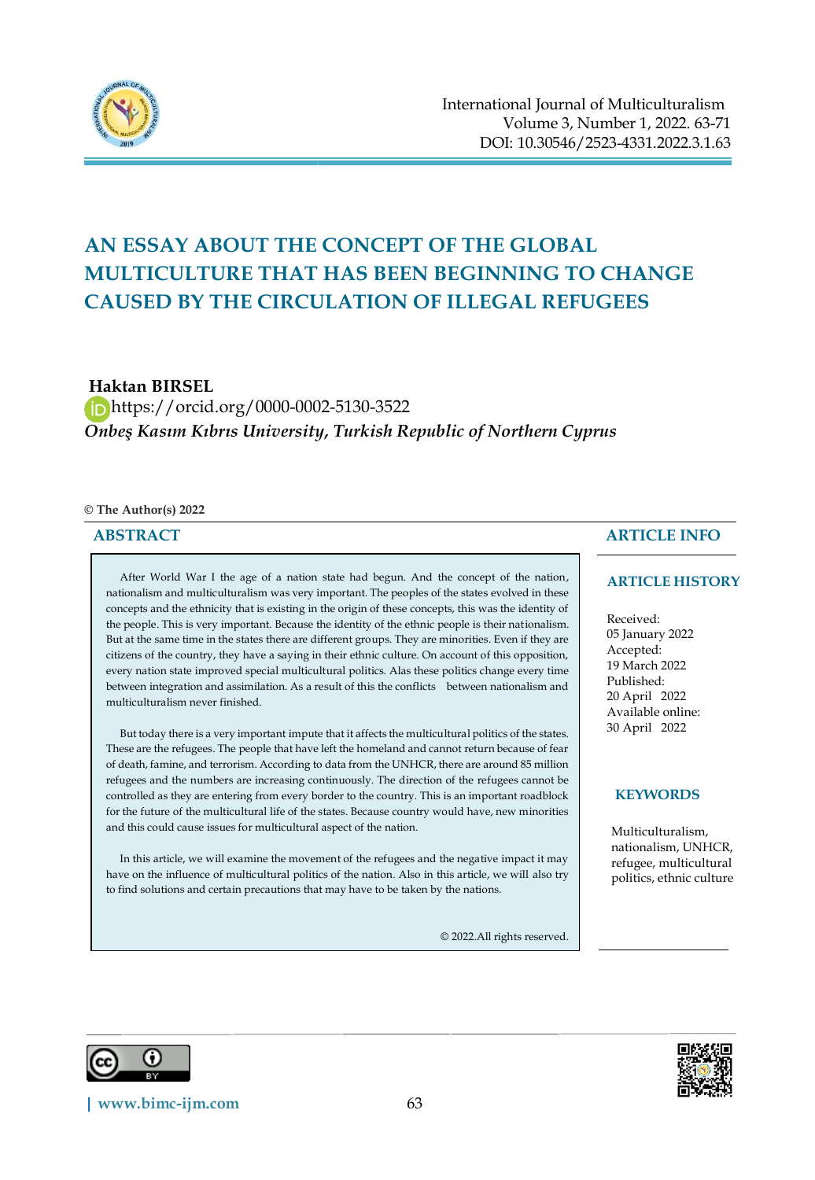# AN ESSAY ABOUT THE CONCEPT OF THE GLOBAL MULTICULTURE THAT HAS BEEN BEGINNING TO CHANGE CAUSED BY THE CIRCULATION OF ILLEGAL REFUGEES

**Haktan BIRSEL**

https://orcid.org/0000-0002-5130-3522

*Onbeş Kasım Kıbrıs University, Turkish Republic of Northern Cyprus*

**© The Author(s) 2022**

## ABSTRACT

After World War I the age of a nation state had begun. And the concept of the nation, nationalism and multiculturalism was very important. The peoples of the states evolved in these concepts and the ethnicity that is existing in the origin of these concepts, this was the identity of the people. This is very important. Because the identity of the ethnic people is their nationalism. But at the same time in the states there are different groups. They are minorities. Even if they are citizens of the country, they have a saying in their ethnic culture. On account of this opposition, every nation state improved special multicultural politics. Alas these politics change every time between integration and assimilation. As a result of this the conflicts between nationalism and multiculturalism never finished.

But today there is a very important impute that it affects the multicultural politics of the states. These are the refugees. The people that have left the homeland and cannot return because of fear of death, famine, and terrorism. According to data from the UNHCR, there are around 85 million refugees and the numbers are increasing continuously. The direction of the refugees cannot be controlled as they are entering from every border to the country. This is an important roadblock for the future of the multicultural life of the states. Because country would have, new minorities and this could cause issues for multicultural aspect of the nation.

In this article, we will examine the movement of the refugees and the negative impact it may have on the influence of multicultural politics of the nation. Also in this article, we will also try to find solutions and certain precautions that may have to be taken by the nations.

© 2022.All rights reserved.

## ARTICLE INFO

### ARTICLE HISTORY

Received:
05 January 2022
Accepted:
19 March 2022
Published:
20 April 2022
Available online:
30 April 2022

### KEYWORDS

Multiculturalism, nationalism, UNHCR, refugee, multicultural politics, ethnic culture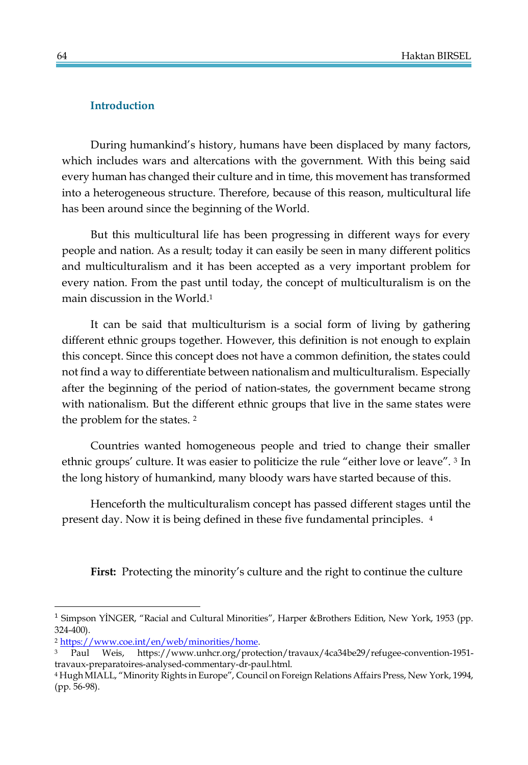## Introduction

During humankind's history, humans have been displaced by many factors, which includes wars and altercations with the government. With this being said every human has changed their culture and in time, this movement has transformed into a heterogeneous structure. Therefore, because of this reason, multicultural life has been around since the beginning of the World.

But this multicultural life has been progressing in different ways for every people and nation. As a result; today it can easily be seen in many different politics and multiculturalism and it has been accepted as a very important problem for every nation. From the past until today, the concept of multiculturalism is on the main discussion in the World.[1]

It can be said that multiculturism is a social form of living by gathering different ethnic groups together. However, this definition is not enough to explain this concept. Since this concept does not have a common definition, the states could not find a way to differentiate between nationalism and multiculturalism. Especially after the beginning of the period of nation-states, the government became strong with nationalism. But the different ethnic groups that live in the same states were the problem for the states. [2]

Countries wanted homogeneous people and tried to change their smaller ethnic groups' culture. It was easier to politicize the rule "either love or leave". [3] In the long history of humankind, many bloody wars have started because of this.

Henceforth the multiculturalism concept has passed different stages until the present day. Now it is being defined in these five fundamental principles. [4]

**First:** Protecting the minority's culture and the right to continue the culture

---

[1] Simpson YİNGER, "Racial and Cultural Minorities", Harper &Brothers Edition, New York, 1953 (pp. 324-400).

[2] https://www.coe.int/en/web/minorities/home.

[3] Paul Weis, https://www.unhcr.org/protection/travaux/4ca34be29/refugee-convention-1951-travaux-preparatoires-analysed-commentary-dr-paul.html.

[4] Hugh MIALL, "Minority Rights in Europe", Council on Foreign Relations Affairs Press, New York, 1994, (pp. 56-98).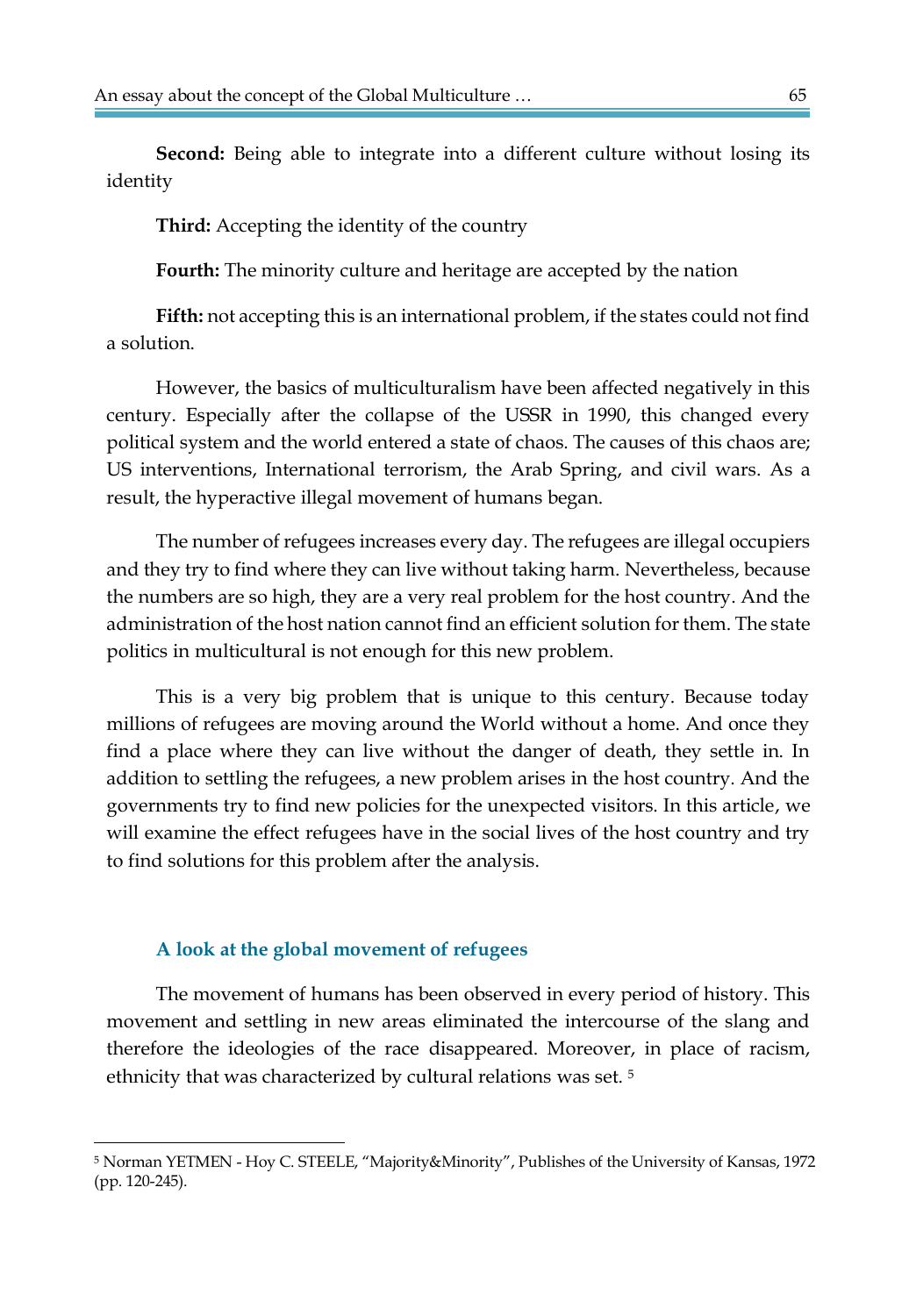**Second:** Being able to integrate into a different culture without losing its identity

**Third:** Accepting the identity of the country

**Fourth:** The minority culture and heritage are accepted by the nation

**Fifth:** not accepting this is an international problem, if the states could not find a solution.

However, the basics of multiculturalism have been affected negatively in this century. Especially after the collapse of the USSR in 1990, this changed every political system and the world entered a state of chaos. The causes of this chaos are; US interventions, International terrorism, the Arab Spring, and civil wars. As a result, the hyperactive illegal movement of humans began.

The number of refugees increases every day. The refugees are illegal occupiers and they try to find where they can live without taking harm. Nevertheless, because the numbers are so high, they are a very real problem for the host country. And the administration of the host nation cannot find an efficient solution for them. The state politics in multicultural is not enough for this new problem.

This is a very big problem that is unique to this century. Because today millions of refugees are moving around the World without a home. And once they find a place where they can live without the danger of death, they settle in. In addition to settling the refugees, a new problem arises in the host country. And the governments try to find new policies for the unexpected visitors. In this article, we will examine the effect refugees have in the social lives of the host country and try to find solutions for this problem after the analysis.

## A look at the global movement of refugees

The movement of humans has been observed in every period of history. This movement and settling in new areas eliminated the intercourse of the slang and therefore the ideologies of the race disappeared. Moreover, in place of racism, ethnicity that was characterized by cultural relations was set. [5]

---

[5] Norman YETMEN - Hoy C. STEELE, "Majority&Minority", Publishes of the University of Kansas, 1972 (pp. 120-245).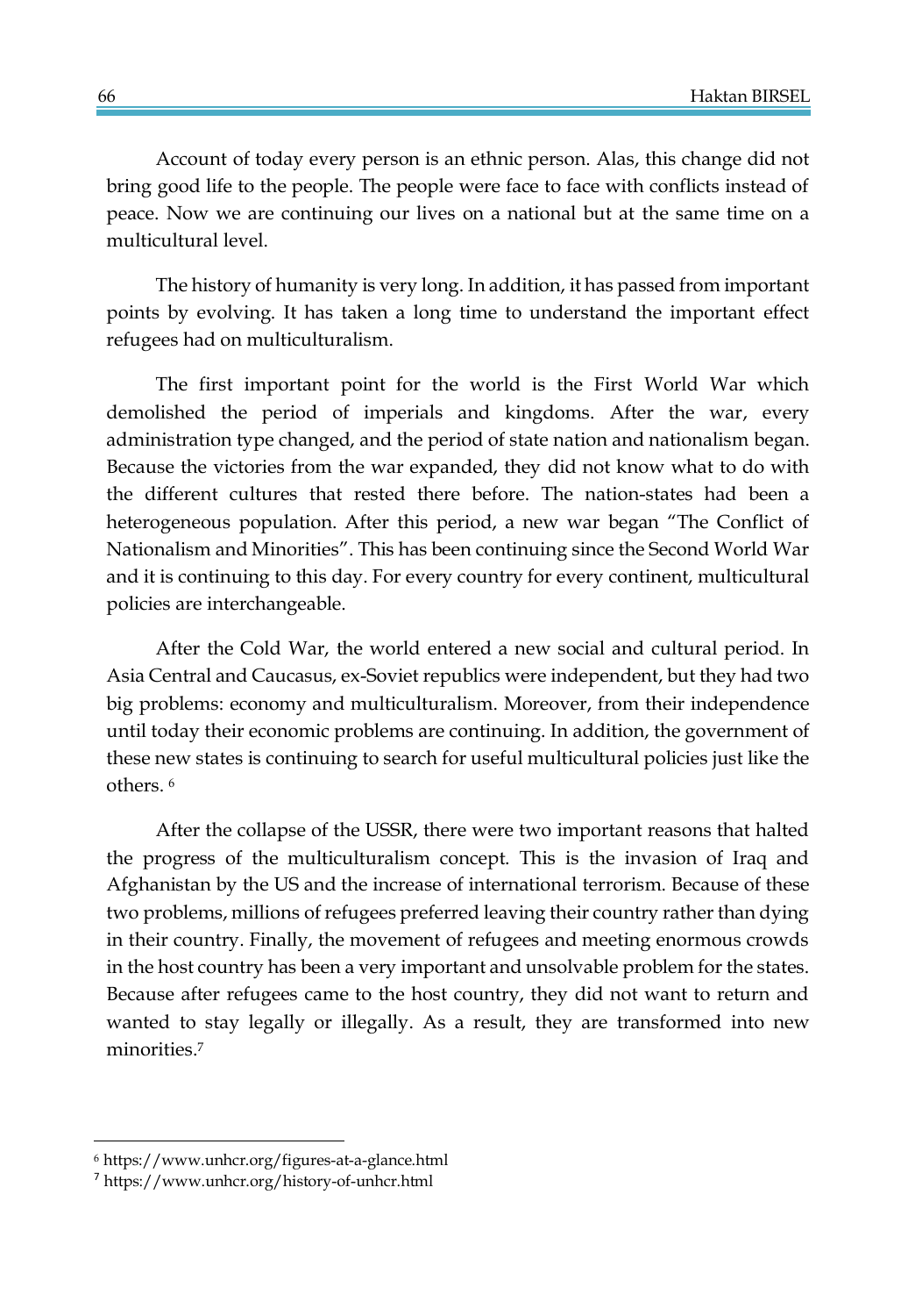Account of today every person is an ethnic person. Alas, this change did not bring good life to the people. The people were face to face with conflicts instead of peace. Now we are continuing our lives on a national but at the same time on a multicultural level.

The history of humanity is very long. In addition, it has passed from important points by evolving. It has taken a long time to understand the important effect refugees had on multiculturalism.

The first important point for the world is the First World War which demolished the period of imperials and kingdoms. After the war, every administration type changed, and the period of state nation and nationalism began. Because the victories from the war expanded, they did not know what to do with the different cultures that rested there before. The nation-states had been a heterogeneous population. After this period, a new war began "The Conflict of Nationalism and Minorities". This has been continuing since the Second World War and it is continuing to this day. For every country for every continent, multicultural policies are interchangeable.

After the Cold War, the world entered a new social and cultural period. In Asia Central and Caucasus, ex-Soviet republics were independent, but they had two big problems: economy and multiculturalism. Moreover, from their independence until today their economic problems are continuing. In addition, the government of these new states is continuing to search for useful multicultural policies just like the others. [6]

After the collapse of the USSR, there were two important reasons that halted the progress of the multiculturalism concept. This is the invasion of Iraq and Afghanistan by the US and the increase of international terrorism. Because of these two problems, millions of refugees preferred leaving their country rather than dying in their country. Finally, the movement of refugees and meeting enormous crowds in the host country has been a very important and unsolvable problem for the states. Because after refugees came to the host country, they did not want to return and wanted to stay legally or illegally. As a result, they are transformed into new minorities.[7]

---

[6] https://www.unhcr.org/figures-at-a-glance.html

[7] https://www.unhcr.org/history-of-unhcr.html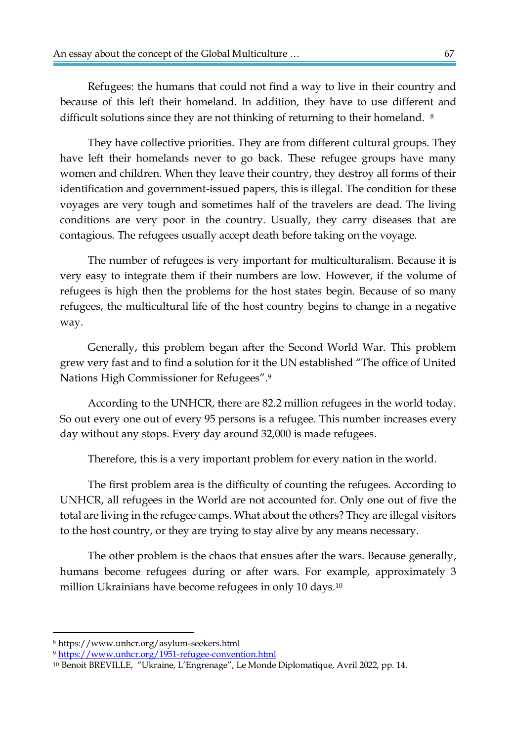Refugees: the humans that could not find a way to live in their country and because of this left their homeland. In addition, they have to use different and difficult solutions since they are not thinking of returning to their homeland. [8]

They have collective priorities. They are from different cultural groups. They have left their homelands never to go back. These refugee groups have many women and children. When they leave their country, they destroy all forms of their identification and government-issued papers, this is illegal. The condition for these voyages are very tough and sometimes half of the travelers are dead. The living conditions are very poor in the country. Usually, they carry diseases that are contagious. The refugees usually accept death before taking on the voyage.

The number of refugees is very important for multiculturalism. Because it is very easy to integrate them if their numbers are low. However, if the volume of refugees is high then the problems for the host states begin. Because of so many refugees, the multicultural life of the host country begins to change in a negative way.

Generally, this problem began after the Second World War. This problem grew very fast and to find a solution for it the UN established "The office of United Nations High Commissioner for Refugees".[9]

According to the UNHCR, there are 82.2 million refugees in the world today. So out every one out of every 95 persons is a refugee. This number increases every day without any stops. Every day around 32,000 is made refugees.

Therefore, this is a very important problem for every nation in the world.

The first problem area is the difficulty of counting the refugees. According to UNHCR, all refugees in the World are not accounted for. Only one out of five the total are living in the refugee camps. What about the others? They are illegal visitors to the host country, or they are trying to stay alive by any means necessary.

The other problem is the chaos that ensues after the wars. Because generally, humans become refugees during or after wars. For example, approximately 3 million Ukrainians have become refugees in only 10 days.[10]

---

[8] https://www.unhcr.org/asylum-seekers.html

[9] https://www.unhcr.org/1951-refugee-convention.html

[10] Benoit BREVILLE, "Ukraine, L'Engrenage", Le Monde Diplomatique, Avril 2022, pp. 14.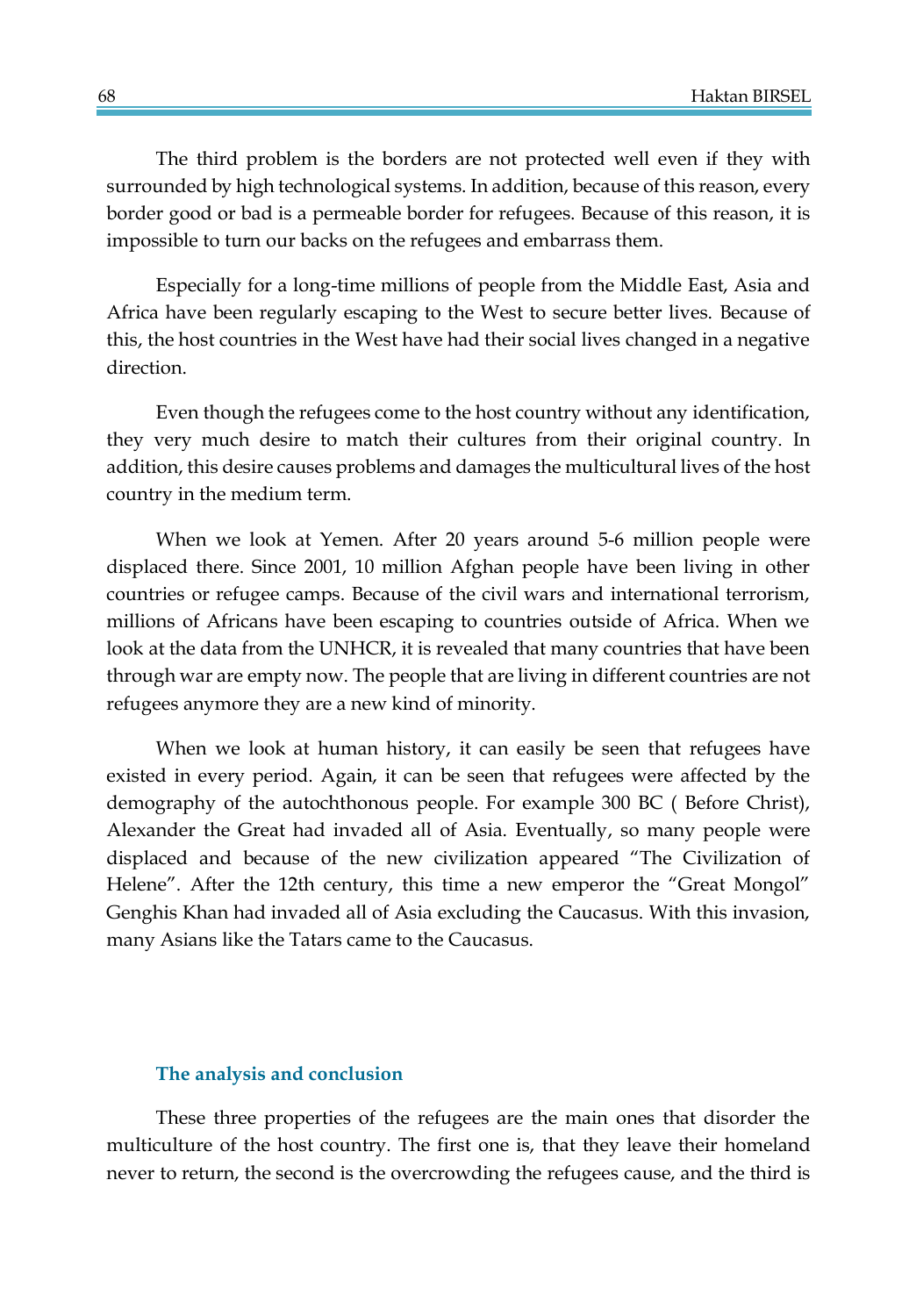The third problem is the borders are not protected well even if they with surrounded by high technological systems. In addition, because of this reason, every border good or bad is a permeable border for refugees. Because of this reason, it is impossible to turn our backs on the refugees and embarrass them.

Especially for a long-time millions of people from the Middle East, Asia and Africa have been regularly escaping to the West to secure better lives. Because of this, the host countries in the West have had their social lives changed in a negative direction.

Even though the refugees come to the host country without any identification, they very much desire to match their cultures from their original country. In addition, this desire causes problems and damages the multicultural lives of the host country in the medium term.

When we look at Yemen. After 20 years around 5-6 million people were displaced there. Since 2001, 10 million Afghan people have been living in other countries or refugee camps. Because of the civil wars and international terrorism, millions of Africans have been escaping to countries outside of Africa. When we look at the data from the UNHCR, it is revealed that many countries that have been through war are empty now. The people that are living in different countries are not refugees anymore they are a new kind of minority.

When we look at human history, it can easily be seen that refugees have existed in every period. Again, it can be seen that refugees were affected by the demography of the autochthonous people. For example 300 BC ( Before Christ), Alexander the Great had invaded all of Asia. Eventually, so many people were displaced and because of the new civilization appeared "The Civilization of Helene". After the 12th century, this time a new emperor the "Great Mongol" Genghis Khan had invaded all of Asia excluding the Caucasus. With this invasion, many Asians like the Tatars came to the Caucasus.

## The analysis and conclusion

These three properties of the refugees are the main ones that disorder the multiculture of the host country. The first one is, that they leave their homeland never to return, the second is the overcrowding the refugees cause, and the third is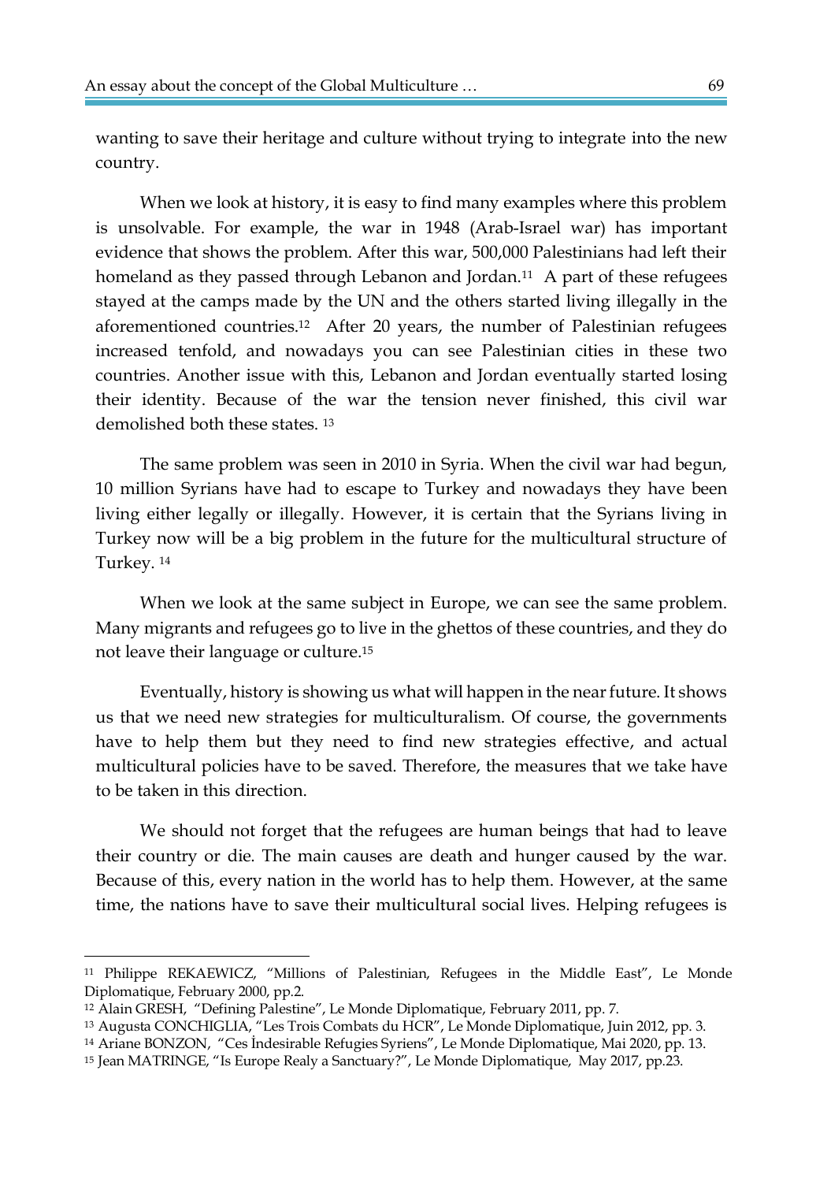wanting to save their heritage and culture without trying to integrate into the new country.

When we look at history, it is easy to find many examples where this problem is unsolvable. For example, the war in 1948 (Arab-Israel war) has important evidence that shows the problem. After this war, 500,000 Palestinians had left their homeland as they passed through Lebanon and Jordan.[11] A part of these refugees stayed at the camps made by the UN and the others started living illegally in the aforementioned countries.[12] After 20 years, the number of Palestinian refugees increased tenfold, and nowadays you can see Palestinian cities in these two countries. Another issue with this, Lebanon and Jordan eventually started losing their identity. Because of the war the tension never finished, this civil war demolished both these states.[13]

The same problem was seen in 2010 in Syria. When the civil war had begun, 10 million Syrians have had to escape to Turkey and nowadays they have been living either legally or illegally. However, it is certain that the Syrians living in Turkey now will be a big problem in the future for the multicultural structure of Turkey.[14]

When we look at the same subject in Europe, we can see the same problem. Many migrants and refugees go to live in the ghettos of these countries, and they do not leave their language or culture.[15]

Eventually, history is showing us what will happen in the near future. It shows us that we need new strategies for multiculturalism. Of course, the governments have to help them but they need to find new strategies effective, and actual multicultural policies have to be saved. Therefore, the measures that we take have to be taken in this direction.

We should not forget that the refugees are human beings that had to leave their country or die. The main causes are death and hunger caused by the war. Because of this, every nation in the world has to help them. However, at the same time, the nations have to save their multicultural social lives. Helping refugees is

---

[11] Philippe REKAEWICZ, "Millions of Palestinian, Refugees in the Middle East", Le Monde Diplomatique, February 2000, pp.2.

[12] Alain GRESH, "Defining Palestine", Le Monde Diplomatique, February 2011, pp. 7.

[13] Augusta CONCHIGLIA, "Les Trois Combats du HCR", Le Monde Diplomatique, Juin 2012, pp. 3.

[14] Ariane BONZON, "Ces İndesirable Refugies Syriens", Le Monde Diplomatique, Mai 2020, pp. 13.

[15] Jean MATRINGE, "Is Europe Realy a Sanctuary?", Le Monde Diplomatique, May 2017, pp.23.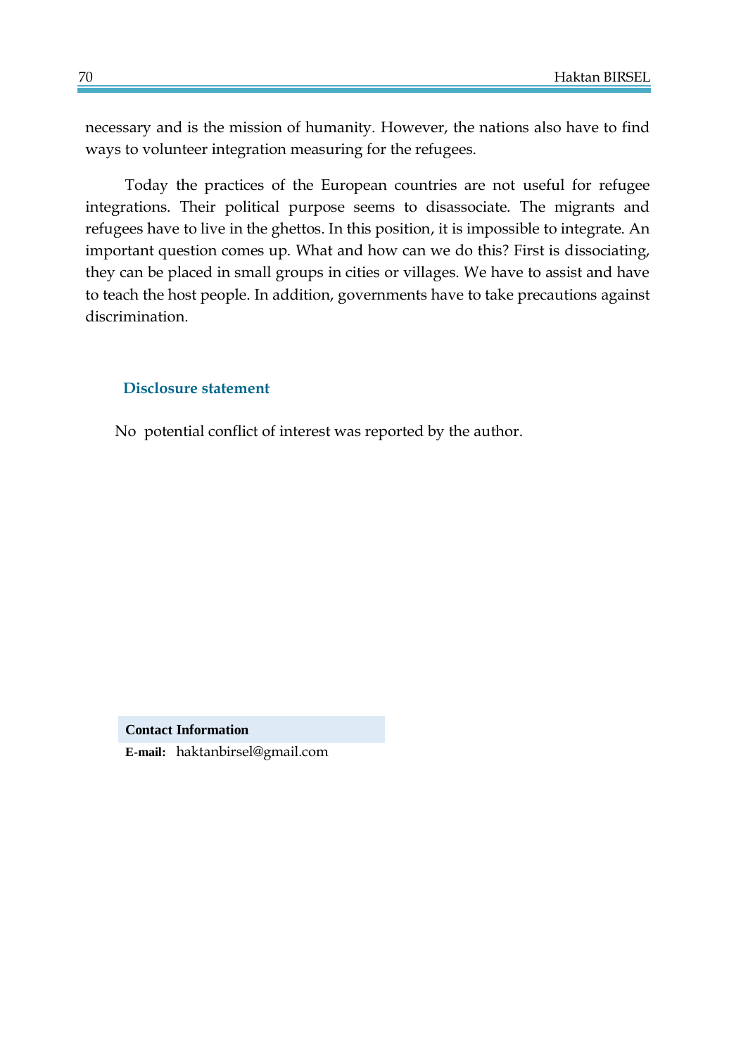necessary and is the mission of humanity. However, the nations also have to find ways to volunteer integration measuring for the refugees.

Today the practices of the European countries are not useful for refugee integrations. Their political purpose seems to disassociate. The migrants and refugees have to live in the ghettos. In this position, it is impossible to integrate. An important question comes up. What and how can we do this? First is dissociating, they can be placed in small groups in cities or villages. We have to assist and have to teach the host people. In addition, governments have to take precautions against discrimination.

## Disclosure statement

No potential conflict of interest was reported by the author.

**Contact Information**

**E-mail:** haktanbirsel@gmail.com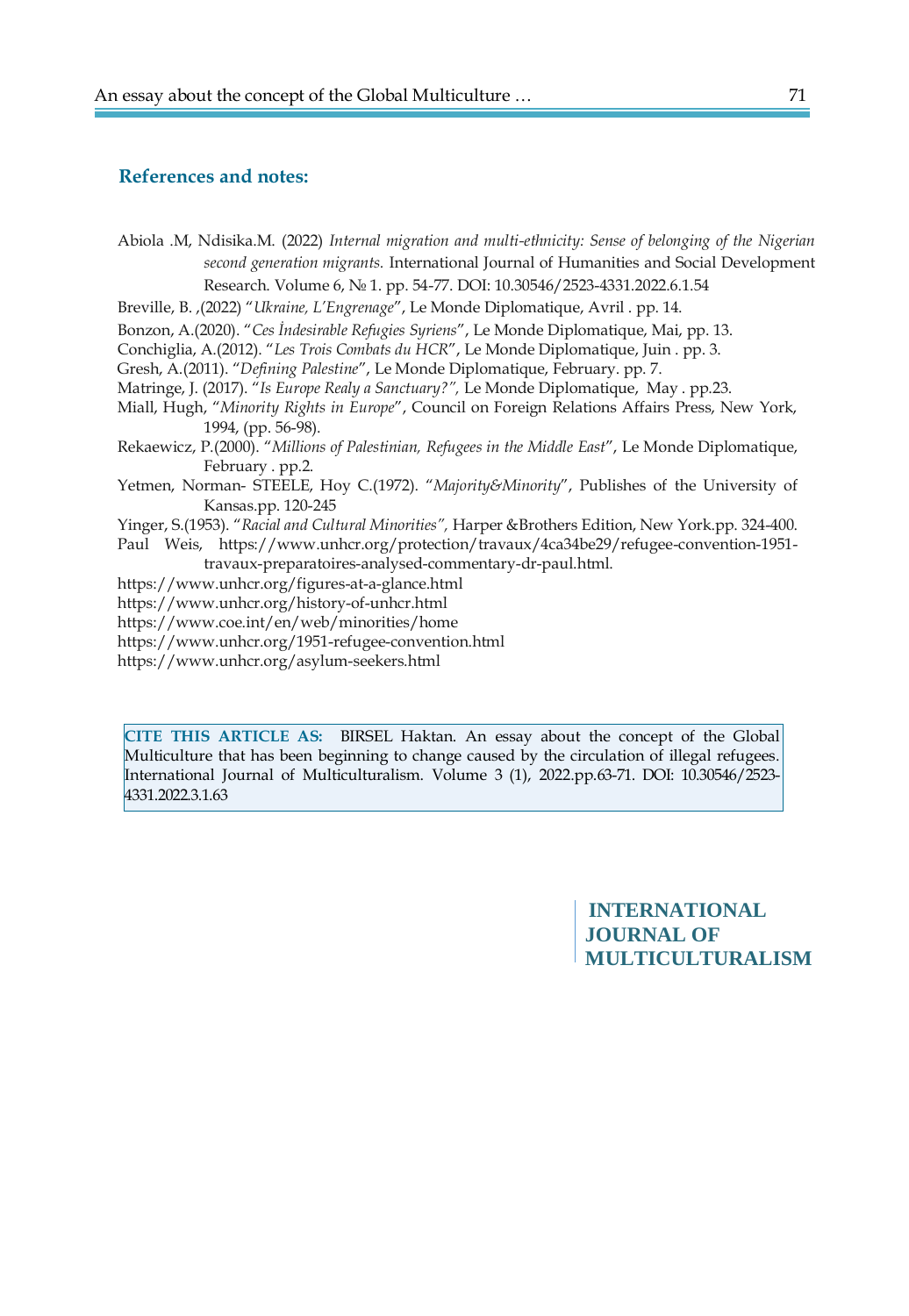### References and notes:

Abiola .M, Ndisika.M. (2022) *Internal migration and multi-ethnicity: Sense of belonging of the Nigerian second generation migrants.* International Journal of Humanities and Social Development Research. Volume 6, № 1. pp. 54-77. DOI: 10.30546/2523-4331.2022.6.1.54

Breville, B. ,(2022) "*Ukraine, L'Engrenage*", Le Monde Diplomatique, Avril . pp. 14.

Bonzon, A.(2020). "*Ces İndesirable Refugies Syriens*", Le Monde Diplomatique, Mai, pp. 13.

Conchiglia, A.(2012). "*Les Trois Combats du HCR*", Le Monde Diplomatique, Juin . pp. 3.

Gresh, A.(2011). "*Defining Palestine*", Le Monde Diplomatique, February. pp. 7.

Matringe, J. (2017). "*Is Europe Realy a Sanctuary?",* Le Monde Diplomatique, May . pp.23.

Miall, Hugh, "*Minority Rights in Europe*", Council on Foreign Relations Affairs Press, New York, 1994, (pp. 56-98).

Rekaewicz, P.(2000). "*Millions of Palestinian, Refugees in the Middle East*", Le Monde Diplomatique, February . pp.2.

Yetmen, Norman- STEELE, Hoy C.(1972). "*Majority&Minority*", Publishes of the University of Kansas.pp. 120-245

Yinger, S.(1953). "*Racial and Cultural Minorities",* Harper &Brothers Edition, New York.pp. 324-400.

Paul Weis, https://www.unhcr.org/protection/travaux/4ca34be29/refugee-convention-1951-travaux-preparatoires-analysed-commentary-dr-paul.html.

https://www.unhcr.org/figures-at-a-glance.html

https://www.unhcr.org/history-of-unhcr.html

https://www.coe.int/en/web/minorities/home

https://www.unhcr.org/1951-refugee-convention.html

https://www.unhcr.org/asylum-seekers.html

**CITE THIS ARTICLE AS:** BIRSEL Haktan. An essay about the concept of the Global Multiculture that has been beginning to change caused by the circulation of illegal refugees. International Journal of Multiculturalism. Volume 3 (1), 2022.pp.63-71. DOI: 10.30546/2523-4331.2022.3.1.63

**INTERNATIONAL JOURNAL OF MULTICULTURALISM**